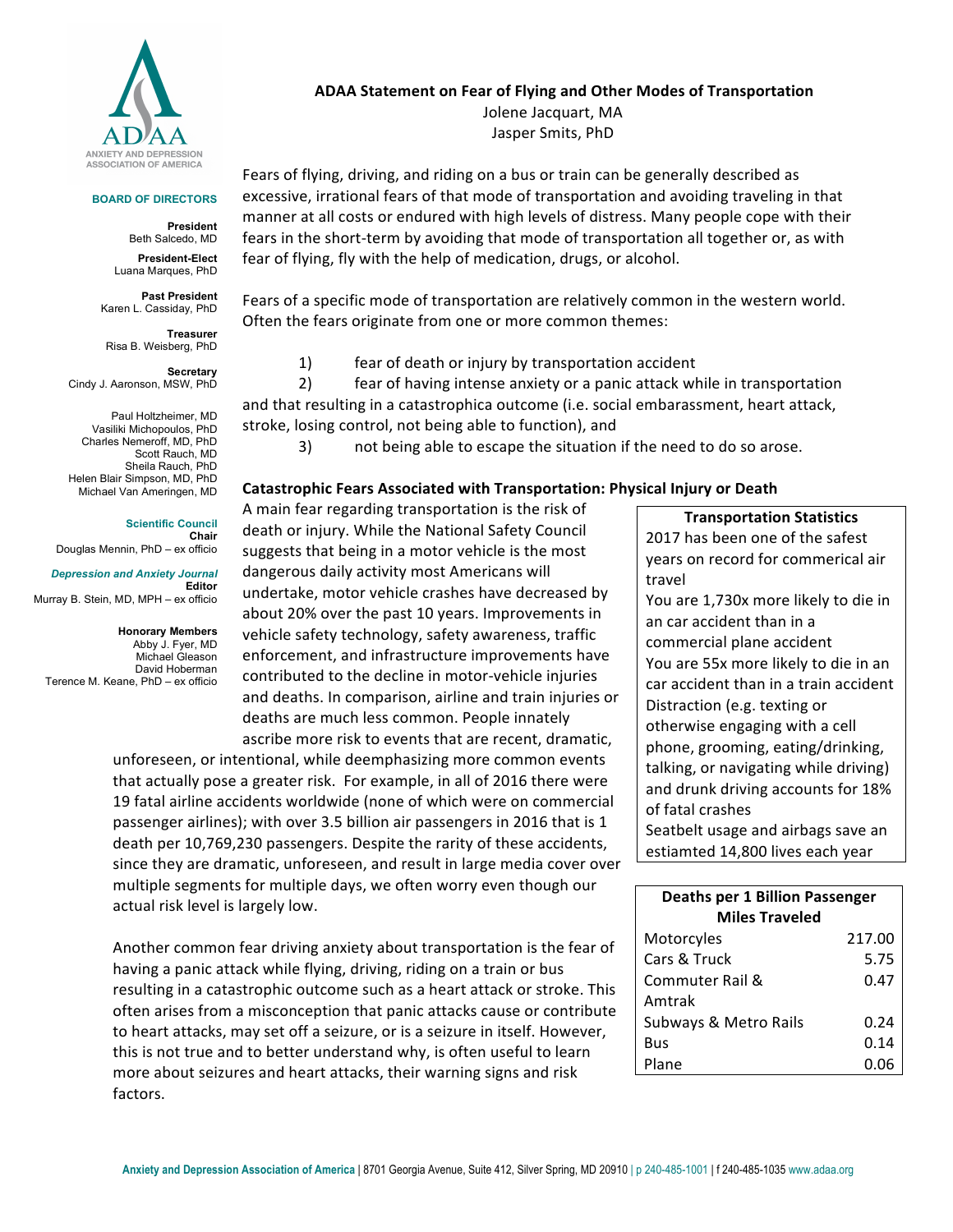ANXIETY AND DEPRESSION ASSOCIATION OF AMERICA

**BOARD OF DIRECTORS**

**President**
Beth Salcedo, MD

**President-Elect**
Luana Marques, PhD

**Past President**
Karen L. Cassiday, PhD

**Treasurer**
Risa B. Weisberg, PhD

**Secretary**
Cindy J. Aaronson, MSW, PhD

Paul Holtzheimer, MD
Vasiliki Michopoulos, PhD
Charles Nemeroff, MD, PhD
Scott Rauch, MD
Sheila Rauch, PhD
Helen Blair Simpson, MD, PhD
Michael Van Ameringen, MD

**Scientific Council**
**Chair**
Douglas Mennin, PhD – ex officio

***Depression and Anxiety Journal***
**Editor**
Murray B. Stein, MD, MPH – ex officio

**Honorary Members**
Abby J. Fyer, MD
Michael Gleason
David Hoberman
Terence M. Keane, PhD – ex officio

# ADAA Statement on Fear of Flying and Other Modes of Transportation

Jolene Jacquart, MA
Jasper Smits, PhD

Fears of flying, driving, and riding on a bus or train can be generally described as excessive, irrational fears of that mode of transportation and avoiding traveling in that manner at all costs or endured with high levels of distress. Many people cope with their fears in the short-term by avoiding that mode of transportation all together or, as with fear of flying, fly with the help of medication, drugs, or alcohol.

Fears of a specific mode of transportation are relatively common in the western world. Often the fears originate from one or more common themes:

1) fear of death or injury by transportation accident
2) fear of having intense anxiety or a panic attack while in transportation and that resulting in a catastrophica outcome (i.e. social embarassment, heart attack, stroke, losing control, not being able to function), and
3) not being able to escape the situation if the need to do so arose.

## Catastrophic Fears Associated with Transportation: Physical Injury or Death

A main fear regarding transportation is the risk of death or injury. While the National Safety Council suggests that being in a motor vehicle is the most dangerous daily activity most Americans will undertake, motor vehicle crashes have decreased by about 20% over the past 10 years. Improvements in vehicle safety technology, safety awareness, traffic enforcement, and infrastructure improvements have contributed to the decline in motor-vehicle injuries and deaths. In comparison, airline and train injuries or deaths are much less common. People innately ascribe more risk to events that are recent, dramatic, unforeseen, or intentional, while deemphasizing more common events that actually pose a greater risk. For example, in all of 2016 there were 19 fatal airline accidents worldwide (none of which were on commercial passenger airlines); with over 3.5 billion air passengers in 2016 that is 1 death per 10,769,230 passengers. Despite the rarity of these accidents, since they are dramatic, unforeseen, and result in large media cover over multiple segments for multiple days, we often worry even though our actual risk level is largely low.

Another common fear driving anxiety about transportation is the fear of having a panic attack while flying, driving, riding on a train or bus resulting in a catastrophic outcome such as a heart attack or stroke. This often arises from a misconception that panic attacks cause or contribute to heart attacks, may set off a seizure, or is a seizure in itself. However, this is not true and to better understand why, is often useful to learn more about seizures and heart attacks, their warning signs and risk factors.

**Transportation Statistics**

2017 has been one of the safest years on record for commerical air travel

You are 1,730x more likely to die in an car accident than in a commercial plane accident

You are 55x more likely to die in an car accident than in a train accident

Distraction (e.g. texting or otherwise engaging with a cell phone, grooming, eating/drinking, talking, or navigating while driving) and drunk driving accounts for 18% of fatal crashes

Seatbelt usage and airbags save an estiamted 14,800 lives each year

| Deaths per 1 Billion Passenger Miles Traveled | |
|---|---|
| Motorcyles | 217.00 |
| Cars & Truck | 5.75 |
| Commuter Rail & Amtrak | 0.47 |
| Subways & Metro Rails | 0.24 |
| Bus | 0.14 |
| Plane | 0.06 |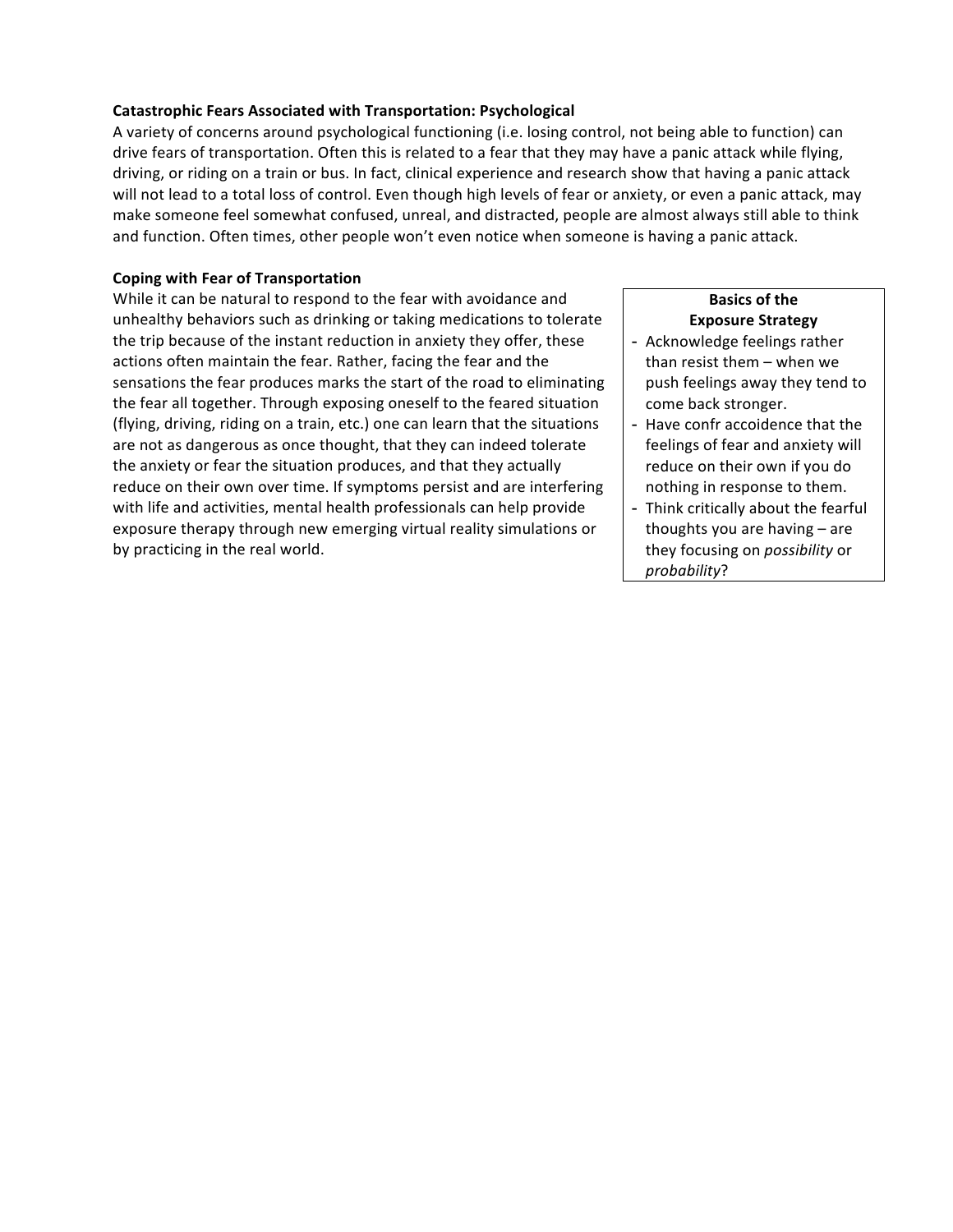**Catastrophic Fears Associated with Transportation: Psychological**

A variety of concerns around psychological functioning (i.e. losing control, not being able to function) can drive fears of transportation. Often this is related to a fear that they may have a panic attack while flying, driving, or riding on a train or bus. In fact, clinical experience and research show that having a panic attack will not lead to a total loss of control. Even though high levels of fear or anxiety, or even a panic attack, may make someone feel somewhat confused, unreal, and distracted, people are almost always still able to think and function. Often times, other people won't even notice when someone is having a panic attack.

**Coping with Fear of Transportation**

While it can be natural to respond to the fear with avoidance and unhealthy behaviors such as drinking or taking medications to tolerate the trip because of the instant reduction in anxiety they offer, these actions often maintain the fear. Rather, facing the fear and the sensations the fear produces marks the start of the road to eliminating the fear all together. Through exposing oneself to the feared situation (flying, driving, riding on a train, etc.) one can learn that the situations are not as dangerous as once thought, that they can indeed tolerate the anxiety or fear the situation produces, and that they actually reduce on their own over time. If symptoms persist and are interfering with life and activities, mental health professionals can help provide exposure therapy through new emerging virtual reality simulations or by practicing in the real world.

**Basics of the Exposure Strategy**

- Acknowledge feelings rather than resist them – when we push feelings away they tend to come back stronger.
- Have confr accoidence that the feelings of fear and anxiety will reduce on their own if you do nothing in response to them.
- Think critically about the fearful thoughts you are having – are they focusing on *possibility* or *probability*?